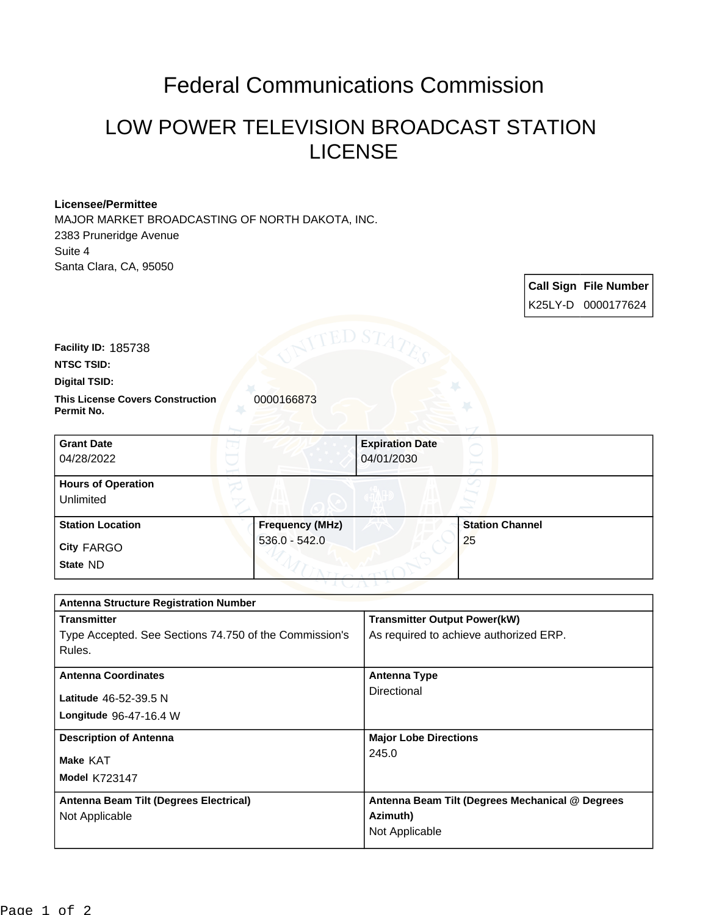# Federal Communications Commission

## LOW POWER TELEVISION BROADCAST STATION LICENSE

**Licensee/Permittee**
MAJOR MARKET BROADCASTING OF NORTH DAKOTA, INC.
2383 Pruneridge Avenue
Suite 4
Santa Clara, CA, 95050

| Call Sign | File Number |
|---|---|
| K25LY-D | 0000177624 |

**Facility ID:** 185738
**NTSC TSID:**
**Digital TSID:**
**This License Covers Construction Permit No.** 0000166873

| Grant Date | Expiration Date |
|---|---|
| 04/28/2022 | 04/01/2030 |

**Hours of Operation**
Unlimited

| Station Location | Frequency (MHz) | Station Channel |
|---|---|---|
| City FARGO<br>State ND | 536.0 - 542.0 | 25 |

**Antenna Structure Registration Number**

| Transmitter | Transmitter Output Power(kW) |
|---|---|
| Type Accepted. See Sections 74.750 of the Commission's Rules. | As required to achieve authorized ERP. |

| Antenna Coordinates | Antenna Type |
|---|---|
| Latitude 46-52-39.5 N<br>Longitude 96-47-16.4 W | Directional |

| Description of Antenna | Major Lobe Directions |
|---|---|
| Make KAT<br>Model K723147 | 245.0 |

| Antenna Beam Tilt (Degrees Electrical) | Antenna Beam Tilt (Degrees Mechanical @ Degrees Azimuth) |
|---|---|
| Not Applicable | Not Applicable |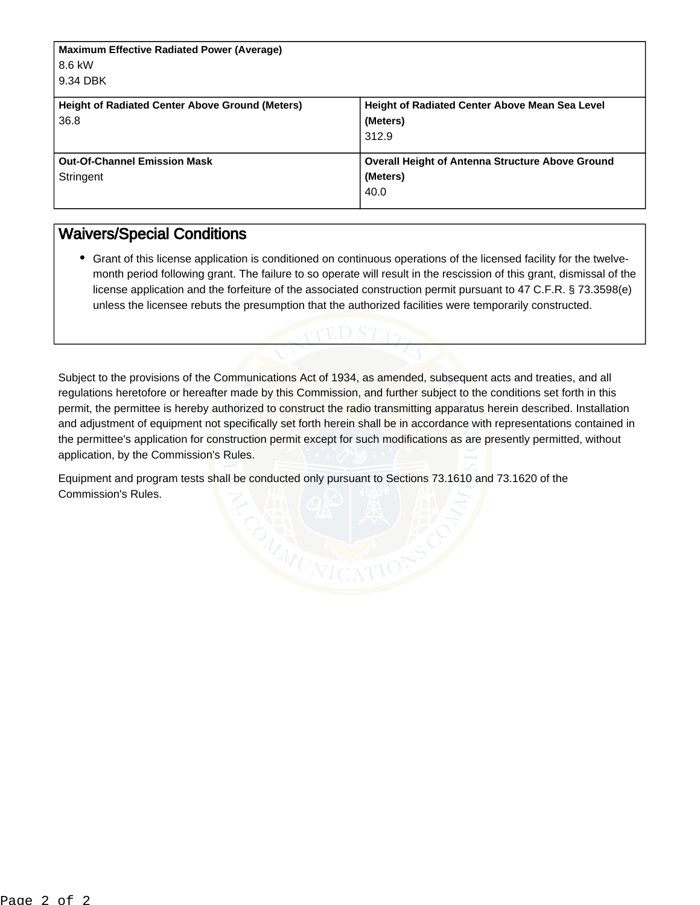| | |
|---|---|
| **Maximum Effective Radiated Power (Average)**<br>8.6 kW<br>9.34 DBK | |
| **Height of Radiated Center Above Ground (Meters)**<br>36.8 | **Height of Radiated Center Above Mean Sea Level (Meters)**<br>312.9 |
| **Out-Of-Channel Emission Mask**<br>Stringent | **Overall Height of Antenna Structure Above Ground (Meters)**<br>40.0 |

## Waivers/Special Conditions

- Grant of this license application is conditioned on continuous operations of the licensed facility for the twelve-month period following grant. The failure to so operate will result in the rescission of this grant, dismissal of the license application and the forfeiture of the associated construction permit pursuant to 47 C.F.R. § 73.3598(e) unless the licensee rebuts the presumption that the authorized facilities were temporarily constructed.

Subject to the provisions of the Communications Act of 1934, as amended, subsequent acts and treaties, and all regulations heretofore or hereafter made by this Commission, and further subject to the conditions set forth in this permit, the permittee is hereby authorized to construct the radio transmitting apparatus herein described. Installation and adjustment of equipment not specifically set forth herein shall be in accordance with representations contained in the permittee's application for construction permit except for such modifications as are presently permitted, without application, by the Commission's Rules.

Equipment and program tests shall be conducted only pursuant to Sections 73.1610 and 73.1620 of the Commission's Rules.